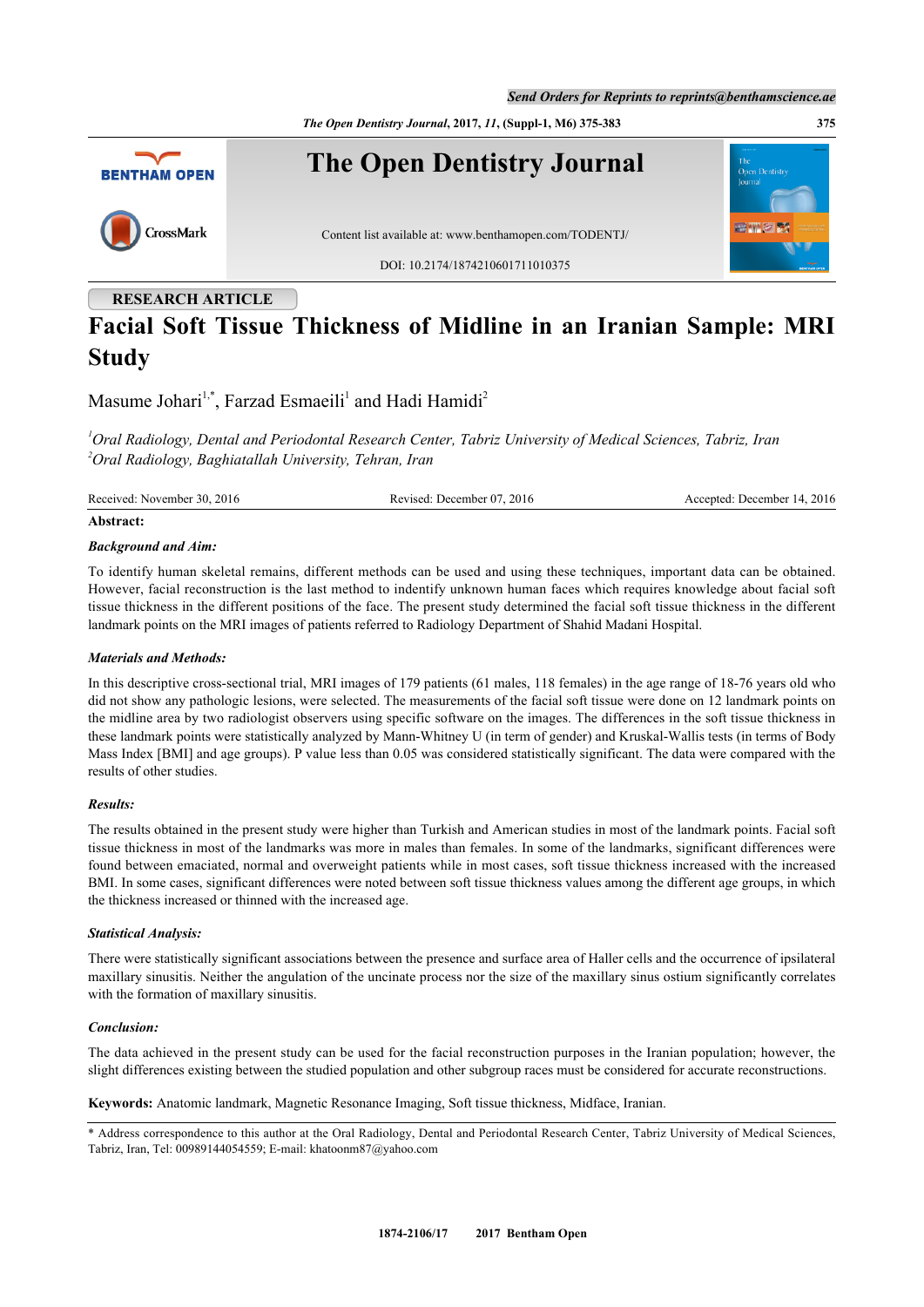RESEARCH ARTICLE

# Facial Soft Tissue Thickness of Midline in an Iranian Sample: MRI Study

Masume Johari[1,*], Farzad Esmaeili[1] and Hadi Hamidi[2]

*[1]Oral Radiology, Dental and Periodontal Research Center, Tabriz University of Medical Sciences, Tabriz, Iran*
*[2]Oral Radiology, Baghiatallah University, Tehran, Iran*

Received: November 30, 2016 | Revised: December 07, 2016 | Accepted: December 14, 2016

**Abstract:**

***Background and Aim:***

To identify human skeletal remains, different methods can be used and using these techniques, important data can be obtained. However, facial reconstruction is the last method to indentify unknown human faces which requires knowledge about facial soft tissue thickness in the different positions of the face. The present study determined the facial soft tissue thickness in the different landmark points on the MRI images of patients referred to Radiology Department of Shahid Madani Hospital.

***Materials and Methods:***

In this descriptive cross-sectional trial, MRI images of 179 patients (61 males, 118 females) in the age range of 18-76 years old who did not show any pathologic lesions, were selected. The measurements of the facial soft tissue were done on 12 landmark points on the midline area by two radiologist observers using specific software on the images. The differences in the soft tissue thickness in these landmark points were statistically analyzed by Mann-Whitney U (in term of gender) and Kruskal-Wallis tests (in terms of Body Mass Index [BMI] and age groups). P value less than 0.05 was considered statistically significant. The data were compared with the results of other studies.

***Results:***

The results obtained in the present study were higher than Turkish and American studies in most of the landmark points. Facial soft tissue thickness in most of the landmarks was more in males than females. In some of the landmarks, significant differences were found between emaciated, normal and overweight patients while in most cases, soft tissue thickness increased with the increased BMI. In some cases, significant differences were noted between soft tissue thickness values among the different age groups, in which the thickness increased or thinned with the increased age.

***Statistical Analysis:***

There were statistically significant associations between the presence and surface area of Haller cells and the occurrence of ipsilateral maxillary sinusitis. Neither the angulation of the uncinate process nor the size of the maxillary sinus ostium significantly correlates with the formation of maxillary sinusitis.

***Conclusion:***

The data achieved in the present study can be used for the facial reconstruction purposes in the Iranian population; however, the slight differences existing between the studied population and other subgroup races must be considered for accurate reconstructions.

**Keywords:** Anatomic landmark, Magnetic Resonance Imaging, Soft tissue thickness, Midface, Iranian.

* Address correspondence to this author at the Oral Radiology, Dental and Periodontal Research Center, Tabriz University of Medical Sciences, Tabriz, Iran, Tel: 00989144054559; E-mail: khatoonm87@yahoo.com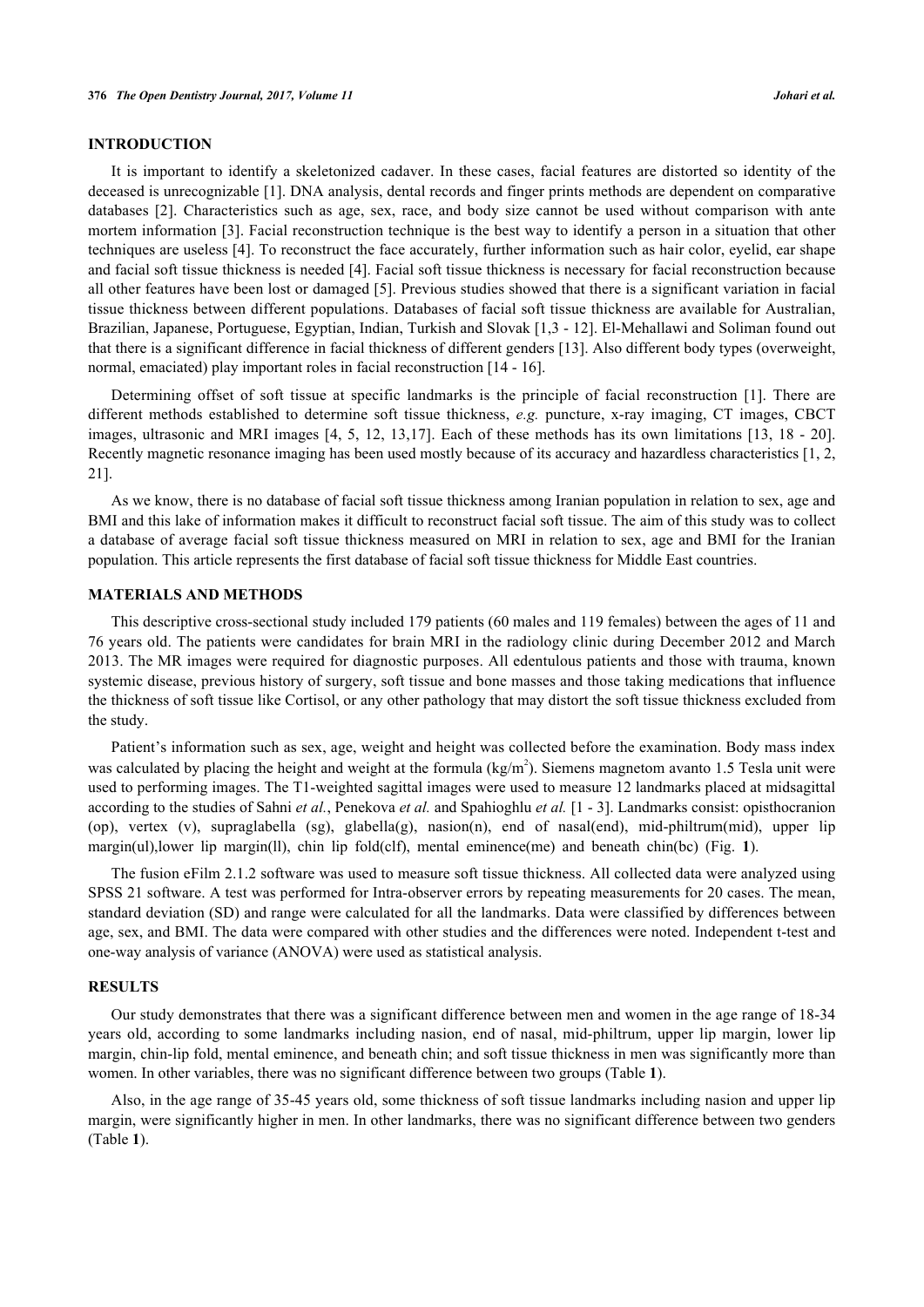## INTRODUCTION

It is important to identify a skeletonized cadaver. In these cases, facial features are distorted so identity of the deceased is unrecognizable [1]. DNA analysis, dental records and finger prints methods are dependent on comparative databases [2]. Characteristics such as age, sex, race, and body size cannot be used without comparison with ante mortem information [3]. Facial reconstruction technique is the best way to identify a person in a situation that other techniques are useless [4]. To reconstruct the face accurately, further information such as hair color, eyelid, ear shape and facial soft tissue thickness is needed [4]. Facial soft tissue thickness is necessary for facial reconstruction because all other features have been lost or damaged [5]. Previous studies showed that there is a significant variation in facial tissue thickness between different populations. Databases of facial soft tissue thickness are available for Australian, Brazilian, Japanese, Portuguese, Egyptian, Indian, Turkish and Slovak [1,3 - 12]. El-Mehallawi and Soliman found out that there is a significant difference in facial thickness of different genders [13]. Also different body types (overweight, normal, emaciated) play important roles in facial reconstruction [14 - 16].

Determining offset of soft tissue at specific landmarks is the principle of facial reconstruction [1]. There are different methods established to determine soft tissue thickness, *e.g.* puncture, x-ray imaging, CT images, CBCT images, ultrasonic and MRI images [4, 5, 12, 13,17]. Each of these methods has its own limitations [13, 18 - 20]. Recently magnetic resonance imaging has been used mostly because of its accuracy and hazardless characteristics [1, 2, 21].

As we know, there is no database of facial soft tissue thickness among Iranian population in relation to sex, age and BMI and this lake of information makes it difficult to reconstruct facial soft tissue. The aim of this study was to collect a database of average facial soft tissue thickness measured on MRI in relation to sex, age and BMI for the Iranian population. This article represents the first database of facial soft tissue thickness for Middle East countries.

## MATERIALS AND METHODS

This descriptive cross-sectional study included 179 patients (60 males and 119 females) between the ages of 11 and 76 years old. The patients were candidates for brain MRI in the radiology clinic during December 2012 and March 2013. The MR images were required for diagnostic purposes. All edentulous patients and those with trauma, known systemic disease, previous history of surgery, soft tissue and bone masses and those taking medications that influence the thickness of soft tissue like Cortisol, or any other pathology that may distort the soft tissue thickness excluded from the study.

Patient's information such as sex, age, weight and height was collected before the examination. Body mass index was calculated by placing the height and weight at the formula ($kg/m^2$). Siemens magnetom avanto 1.5 Tesla unit were used to performing images. The T1-weighted sagittal images were used to measure 12 landmarks placed at midsagittal according to the studies of Sahni *et al.*, Penekova *et al.* and Spahioghlu *et al.* [1 - 3]. Landmarks consist: opisthocranion (op), vertex (v), supraglabella (sg), glabella(g), nasion(n), end of nasal(end), mid-philtrum(mid), upper lip margin(ul),lower lip margin(ll), chin lip fold(clf), mental eminence(me) and beneath chin(bc) (Fig. **1**).

The fusion eFilm 2.1.2 software was used to measure soft tissue thickness. All collected data were analyzed using SPSS 21 software. A test was performed for Intra-observer errors by repeating measurements for 20 cases. The mean, standard deviation (SD) and range were calculated for all the landmarks. Data were classified by differences between age, sex, and BMI. The data were compared with other studies and the differences were noted. Independent t-test and one-way analysis of variance (ANOVA) were used as statistical analysis.

## RESULTS

Our study demonstrates that there was a significant difference between men and women in the age range of 18-34 years old, according to some landmarks including nasion, end of nasal, mid-philtrum, upper lip margin, lower lip margin, chin-lip fold, mental eminence, and beneath chin; and soft tissue thickness in men was significantly more than women. In other variables, there was no significant difference between two groups (Table **1**).

Also, in the age range of 35-45 years old, some thickness of soft tissue landmarks including nasion and upper lip margin, were significantly higher in men. In other landmarks, there was no significant difference between two genders (Table **1**).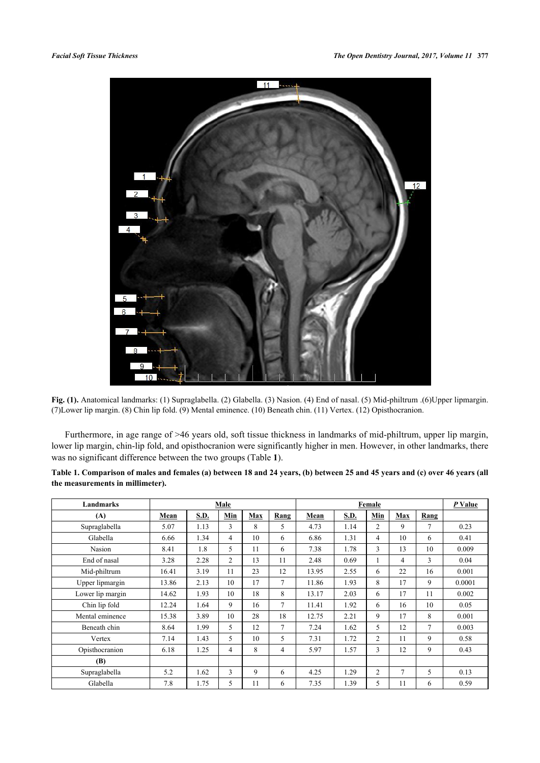**Fig. (1).** Anatomical landmarks: (1) Supraglabella. (2) Glabella. (3) Nasion. (4) End of nasal. (5) Mid-philtrum .(6)Upper lipmargin. (7)Lower lip margin. (8) Chin lip fold. (9) Mental eminence. (10) Beneath chin. (11) Vertex. (12) Opisthocranion.

Furthermore, in age range of >46 years old, soft tissue thickness in landmarks of mid-philtrum, upper lip margin, lower lip margin, chin-lip fold, and opisthocranion were significantly higher in men. However, in other landmarks, there was no significant difference between the two groups (Table **1**).

**Table 1. Comparison of males and females (a) between 18 and 24 years, (b) between 25 and 45 years and (c) over 46 years (all the measurements in millimeter).**

| Landmarks | Male | | | | | Female | | | | | *P* Value |
|---|---|---|---|---|---|---|---|---|---|---|---|
| **(A)** | Mean | S.D. | Min | Max | Rang | Mean | S.D. | Min | Max | Rang | |
| Supraglabella | 5.07 | 1.13 | 3 | 8 | 5 | 4.73 | 1.14 | 2 | 9 | 7 | 0.23 |
| Glabella | 6.66 | 1.34 | 4 | 10 | 6 | 6.86 | 1.31 | 4 | 10 | 6 | 0.41 |
| Nasion | 8.41 | 1.8 | 5 | 11 | 6 | 7.38 | 1.78 | 3 | 13 | 10 | 0.009 |
| End of nasal | 3.28 | 2.28 | 2 | 13 | 11 | 2.48 | 0.69 | 1 | 4 | 3 | 0.04 |
| Mid-philtrum | 16.41 | 3.19 | 11 | 23 | 12 | 13.95 | 2.55 | 6 | 22 | 16 | 0.001 |
| Upper lipmargin | 13.86 | 2.13 | 10 | 17 | 7 | 11.86 | 1.93 | 8 | 17 | 9 | 0.0001 |
| Lower lip margin | 14.62 | 1.93 | 10 | 18 | 8 | 13.17 | 2.03 | 6 | 17 | 11 | 0.002 |
| Chin lip fold | 12.24 | 1.64 | 9 | 16 | 7 | 11.41 | 1.92 | 6 | 16 | 10 | 0.05 |
| Mental eminence | 15.38 | 3.89 | 10 | 28 | 18 | 12.75 | 2.21 | 9 | 17 | 8 | 0.001 |
| Beneath chin | 8.64 | 1.99 | 5 | 12 | 7 | 7.24 | 1.62 | 5 | 12 | 7 | 0.003 |
| Vertex | 7.14 | 1.43 | 5 | 10 | 5 | 7.31 | 1.72 | 2 | 11 | 9 | 0.58 |
| Opisthocranion | 6.18 | 1.25 | 4 | 8 | 4 | 5.97 | 1.57 | 3 | 12 | 9 | 0.43 |
| **(B)** | | | | | | | | | | | |
| Supraglabella | 5.2 | 1.62 | 3 | 9 | 6 | 4.25 | 1.29 | 2 | 7 | 5 | 0.13 |
| Glabella | 7.8 | 1.75 | 5 | 11 | 6 | 7.35 | 1.39 | 5 | 11 | 6 | 0.59 |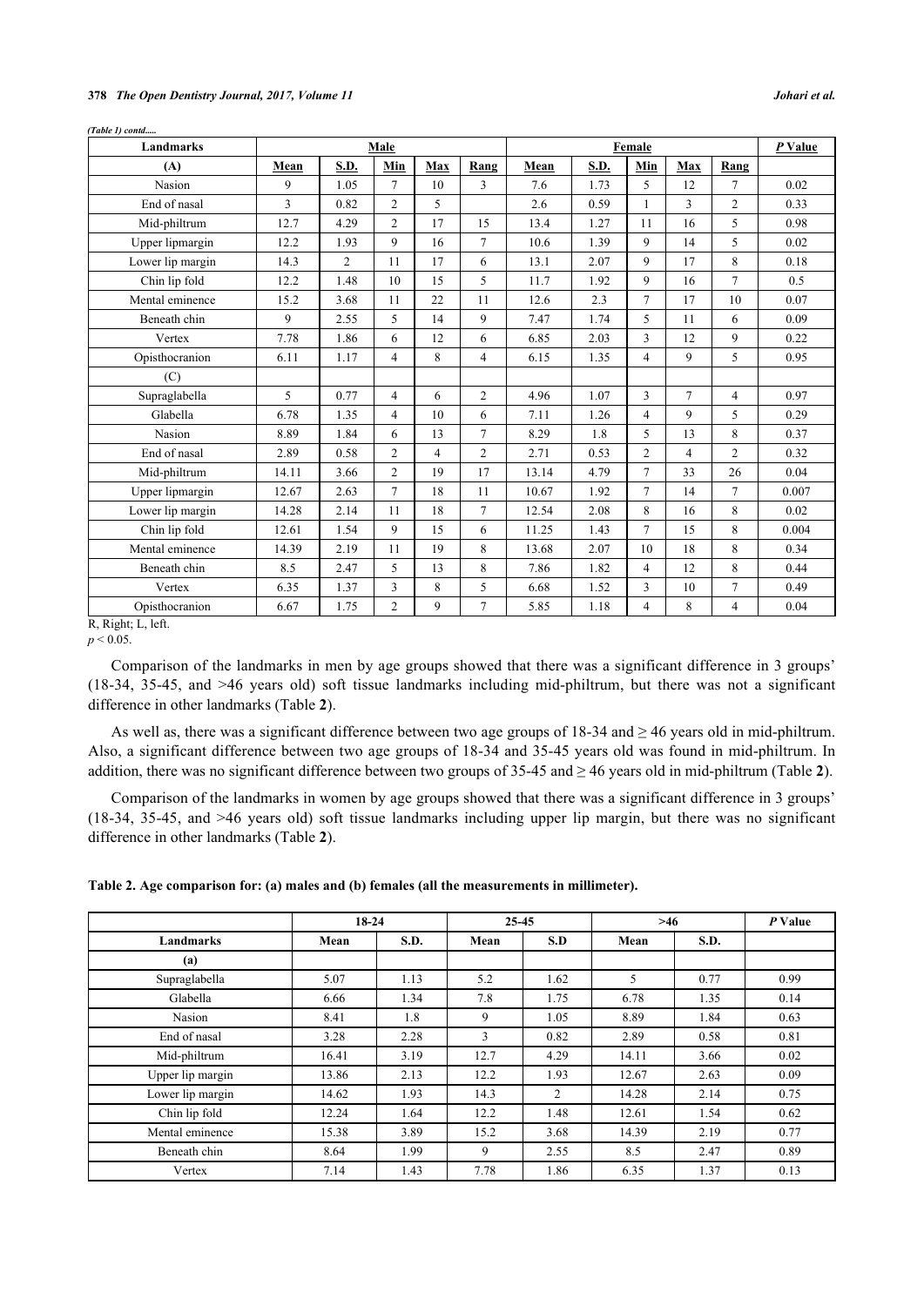*(Table 1) contd.....*

| Landmarks | Male | | | | | Female | | | | | *P* Value |
|---|---|---|---|---|---|---|---|---|---|---|---|
| (A) | Mean | S.D. | Min | Max | Rang | Mean | S.D. | Min | Max | Rang | |
| Nasion | 9 | 1.05 | 7 | 10 | 3 | 7.6 | 1.73 | 5 | 12 | 7 | 0.02 |
| End of nasal | 3 | 0.82 | 2 | 5 | | 2.6 | 0.59 | 1 | 3 | 2 | 0.33 |
| Mid-philtrum | 12.7 | 4.29 | 2 | 17 | 15 | 13.4 | 1.27 | 11 | 16 | 5 | 0.98 |
| Upper lipmargin | 12.2 | 1.93 | 9 | 16 | 7 | 10.6 | 1.39 | 9 | 14 | 5 | 0.02 |
| Lower lip margin | 14.3 | 2 | 11 | 17 | 6 | 13.1 | 2.07 | 9 | 17 | 8 | 0.18 |
| Chin lip fold | 12.2 | 1.48 | 10 | 15 | 5 | 11.7 | 1.92 | 9 | 16 | 7 | 0.5 |
| Mental eminence | 15.2 | 3.68 | 11 | 22 | 11 | 12.6 | 2.3 | 7 | 17 | 10 | 0.07 |
| Beneath chin | 9 | 2.55 | 5 | 14 | 9 | 7.47 | 1.74 | 5 | 11 | 6 | 0.09 |
| Vertex | 7.78 | 1.86 | 6 | 12 | 6 | 6.85 | 2.03 | 3 | 12 | 9 | 0.22 |
| Opisthocranion | 6.11 | 1.17 | 4 | 8 | 4 | 6.15 | 1.35 | 4 | 9 | 5 | 0.95 |
| (C) | | | | | | | | | | | |
| Supraglabella | 5 | 0.77 | 4 | 6 | 2 | 4.96 | 1.07 | 3 | 7 | 4 | 0.97 |
| Glabella | 6.78 | 1.35 | 4 | 10 | 6 | 7.11 | 1.26 | 4 | 9 | 5 | 0.29 |
| Nasion | 8.89 | 1.84 | 6 | 13 | 7 | 8.29 | 1.8 | 5 | 13 | 8 | 0.37 |
| End of nasal | 2.89 | 0.58 | 2 | 4 | 2 | 2.71 | 0.53 | 2 | 4 | 2 | 0.32 |
| Mid-philtrum | 14.11 | 3.66 | 2 | 19 | 17 | 13.14 | 4.79 | 7 | 33 | 26 | 0.04 |
| Upper lipmargin | 12.67 | 2.63 | 7 | 18 | 11 | 10.67 | 1.92 | 7 | 14 | 7 | 0.007 |
| Lower lip margin | 14.28 | 2.14 | 11 | 18 | 7 | 12.54 | 2.08 | 8 | 16 | 8 | 0.02 |
| Chin lip fold | 12.61 | 1.54 | 9 | 15 | 6 | 11.25 | 1.43 | 7 | 15 | 8 | 0.004 |
| Mental eminence | 14.39 | 2.19 | 11 | 19 | 8 | 13.68 | 2.07 | 10 | 18 | 8 | 0.34 |
| Beneath chin | 8.5 | 2.47 | 5 | 13 | 8 | 7.86 | 1.82 | 4 | 12 | 8 | 0.44 |
| Vertex | 6.35 | 1.37 | 3 | 8 | 5 | 6.68 | 1.52 | 3 | 10 | 7 | 0.49 |
| Opisthocranion | 6.67 | 1.75 | 2 | 9 | 7 | 5.85 | 1.18 | 4 | 8 | 4 | 0.04 |

R, Right; L, left.
$p < 0.05$.

Comparison of the landmarks in men by age groups showed that there was a significant difference in 3 groups' (18-34, 35-45, and >46 years old) soft tissue landmarks including mid-philtrum, but there was not a significant difference in other landmarks (Table **2**).

As well as, there was a significant difference between two age groups of 18-34 and ≥ 46 years old in mid-philtrum. Also, a significant difference between two age groups of 18-34 and 35-45 years old was found in mid-philtrum. In addition, there was no significant difference between two groups of 35-45 and ≥ 46 years old in mid-philtrum (Table **2**).

Comparison of the landmarks in women by age groups showed that there was a significant difference in 3 groups' (18-34, 35-45, and >46 years old) soft tissue landmarks including upper lip margin, but there was no significant difference in other landmarks (Table **2**).

**Table 2. Age comparison for: (a) males and (b) females (all the measurements in millimeter).**

| | 18-24 | | 25-45 | | >46 | | *P* Value |
|---|---|---|---|---|---|---|---|
| Landmarks | Mean | S.D. | Mean | S.D | Mean | S.D. | |
| (a) | | | | | | | |
| Supraglabella | 5.07 | 1.13 | 5.2 | 1.62 | 5 | 0.77 | 0.99 |
| Glabella | 6.66 | 1.34 | 7.8 | 1.75 | 6.78 | 1.35 | 0.14 |
| Nasion | 8.41 | 1.8 | 9 | 1.05 | 8.89 | 1.84 | 0.63 |
| End of nasal | 3.28 | 2.28 | 3 | 0.82 | 2.89 | 0.58 | 0.81 |
| Mid-philtrum | 16.41 | 3.19 | 12.7 | 4.29 | 14.11 | 3.66 | 0.02 |
| Upper lip margin | 13.86 | 2.13 | 12.2 | 1.93 | 12.67 | 2.63 | 0.09 |
| Lower lip margin | 14.62 | 1.93 | 14.3 | 2 | 14.28 | 2.14 | 0.75 |
| Chin lip fold | 12.24 | 1.64 | 12.2 | 1.48 | 12.61 | 1.54 | 0.62 |
| Mental eminence | 15.38 | 3.89 | 15.2 | 3.68 | 14.39 | 2.19 | 0.77 |
| Beneath chin | 8.64 | 1.99 | 9 | 2.55 | 8.5 | 2.47 | 0.89 |
| Vertex | 7.14 | 1.43 | 7.78 | 1.86 | 6.35 | 1.37 | 0.13 |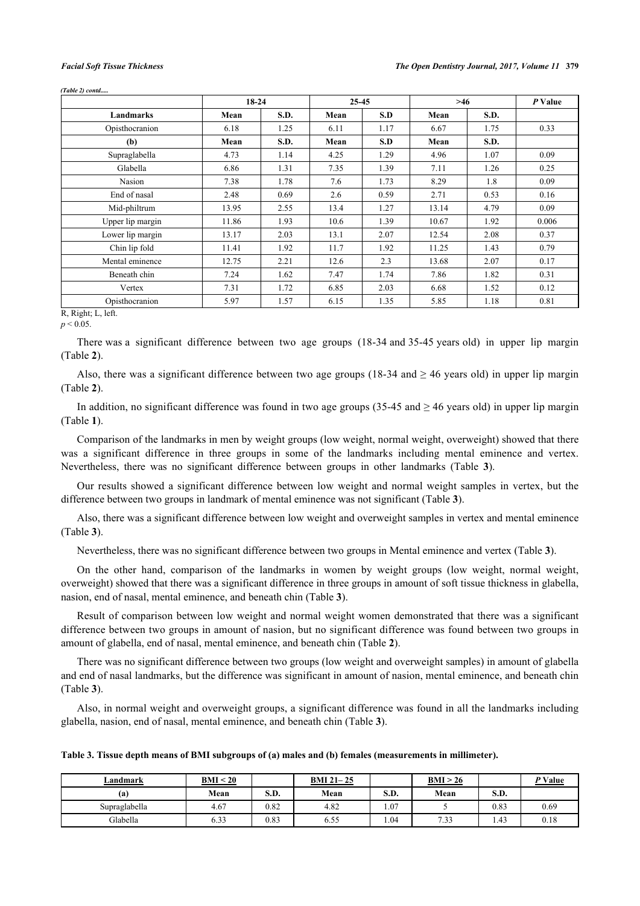*(Table 2) contd.....*

| | 18-24 | | 25-45 | | >46 | | P Value |
|---|---|---|---|---|---|---|---|
| **Landmarks** | **Mean** | **S.D.** | **Mean** | **S.D** | **Mean** | **S.D.** | |
| Opisthocranion | 6.18 | 1.25 | 6.11 | 1.17 | 6.67 | 1.75 | 0.33 |
| **(b)** | **Mean** | **S.D.** | **Mean** | **S.D** | **Mean** | **S.D.** | |
| Supraglabella | 4.73 | 1.14 | 4.25 | 1.29 | 4.96 | 1.07 | 0.09 |
| Glabella | 6.86 | 1.31 | 7.35 | 1.39 | 7.11 | 1.26 | 0.25 |
| Nasion | 7.38 | 1.78 | 7.6 | 1.73 | 8.29 | 1.8 | 0.09 |
| End of nasal | 2.48 | 0.69 | 2.6 | 0.59 | 2.71 | 0.53 | 0.16 |
| Mid-philtrum | 13.95 | 2.55 | 13.4 | 1.27 | 13.14 | 4.79 | 0.09 |
| Upper lip margin | 11.86 | 1.93 | 10.6 | 1.39 | 10.67 | 1.92 | 0.006 |
| Lower lip margin | 13.17 | 2.03 | 13.1 | 2.07 | 12.54 | 2.08 | 0.37 |
| Chin lip fold | 11.41 | 1.92 | 11.7 | 1.92 | 11.25 | 1.43 | 0.79 |
| Mental eminence | 12.75 | 2.21 | 12.6 | 2.3 | 13.68 | 2.07 | 0.17 |
| Beneath chin | 7.24 | 1.62 | 7.47 | 1.74 | 7.86 | 1.82 | 0.31 |
| Vertex | 7.31 | 1.72 | 6.85 | 2.03 | 6.68 | 1.52 | 0.12 |
| Opisthocranion | 5.97 | 1.57 | 6.15 | 1.35 | 5.85 | 1.18 | 0.81 |

R, Right; L, left.
$p < 0.05$.

There was a significant difference between two age groups (18-34 and 35-45 years old) in upper lip margin (Table **2**).

Also, there was a significant difference between two age groups (18-34 and ≥ 46 years old) in upper lip margin (Table **2**).

In addition, no significant difference was found in two age groups (35-45 and ≥ 46 years old) in upper lip margin (Table **1**).

Comparison of the landmarks in men by weight groups (low weight, normal weight, overweight) showed that there was a significant difference in three groups in some of the landmarks including mental eminence and vertex. Nevertheless, there was no significant difference between groups in other landmarks (Table **3**).

Our results showed a significant difference between low weight and normal weight samples in vertex, but the difference between two groups in landmark of mental eminence was not significant (Table **3**).

Also, there was a significant difference between low weight and overweight samples in vertex and mental eminence (Table **3**).

Nevertheless, there was no significant difference between two groups in Mental eminence and vertex (Table **3**).

On the other hand, comparison of the landmarks in women by weight groups (low weight, normal weight, overweight) showed that there was a significant difference in three groups in amount of soft tissue thickness in glabella, nasion, end of nasal, mental eminence, and beneath chin (Table **3**).

Result of comparison between low weight and normal weight women demonstrated that there was a significant difference between two groups in amount of nasion, but no significant difference was found between two groups in amount of glabella, end of nasal, mental eminence, and beneath chin (Table **2**).

There was no significant difference between two groups (low weight and overweight samples) in amount of glabella and end of nasal landmarks, but the difference was significant in amount of nasion, mental eminence, and beneath chin (Table **3**).

Also, in normal weight and overweight groups, a significant difference was found in all the landmarks including glabella, nasion, end of nasal, mental eminence, and beneath chin (Table **3**).

**Table 3. Tissue depth means of BMI subgroups of (a) males and (b) females (measurements in millimeter).**

| Landmark | BMI < 20 | | BMI 21– 25 | | BMI > 26 | | P Value |
|---|---|---|---|---|---|---|---|
| **(a)** | **Mean** | **S.D.** | **Mean** | **S.D.** | **Mean** | **S.D.** | |
| Supraglabella | 4.67 | 0.82 | 4.82 | 1.07 | 5 | 0.83 | 0.69 |
| Glabella | 6.33 | 0.83 | 6.55 | 1.04 | 7.33 | 1.43 | 0.18 |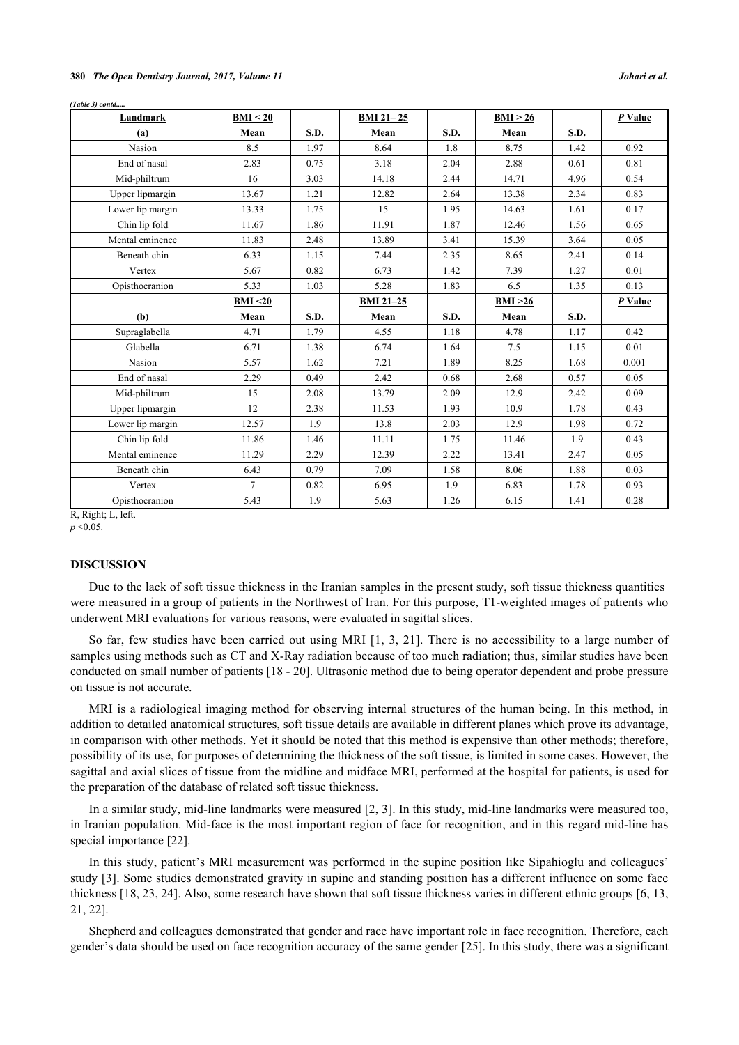*(Table 3) contd.....*

| Landmark | BMI < 20 | | BMI 21– 25 | | BMI > 26 | | P Value |
|---|---|---|---|---|---|---|---|
| (a) | Mean | S.D. | Mean | S.D. | Mean | S.D. | |
| Nasion | 8.5 | 1.97 | 8.64 | 1.8 | 8.75 | 1.42 | 0.92 |
| End of nasal | 2.83 | 0.75 | 3.18 | 2.04 | 2.88 | 0.61 | 0.81 |
| Mid-philtrum | 16 | 3.03 | 14.18 | 2.44 | 14.71 | 4.96 | 0.54 |
| Upper lipmargin | 13.67 | 1.21 | 12.82 | 2.64 | 13.38 | 2.34 | 0.83 |
| Lower lip margin | 13.33 | 1.75 | 15 | 1.95 | 14.63 | 1.61 | 0.17 |
| Chin lip fold | 11.67 | 1.86 | 11.91 | 1.87 | 12.46 | 1.56 | 0.65 |
| Mental eminence | 11.83 | 2.48 | 13.89 | 3.41 | 15.39 | 3.64 | 0.05 |
| Beneath chin | 6.33 | 1.15 | 7.44 | 2.35 | 8.65 | 2.41 | 0.14 |
| Vertex | 5.67 | 0.82 | 6.73 | 1.42 | 7.39 | 1.27 | 0.01 |
| Opisthocranion | 5.33 | 1.03 | 5.28 | 1.83 | 6.5 | 1.35 | 0.13 |
| | BMI <20 | | BMI 21–25 | | BMI >26 | | P Value |
| (b) | Mean | S.D. | Mean | S.D. | Mean | S.D. | |
| Supraglabella | 4.71 | 1.79 | 4.55 | 1.18 | 4.78 | 1.17 | 0.42 |
| Glabella | 6.71 | 1.38 | 6.74 | 1.64 | 7.5 | 1.15 | 0.01 |
| Nasion | 5.57 | 1.62 | 7.21 | 1.89 | 8.25 | 1.68 | 0.001 |
| End of nasal | 2.29 | 0.49 | 2.42 | 0.68 | 2.68 | 0.57 | 0.05 |
| Mid-philtrum | 15 | 2.08 | 13.79 | 2.09 | 12.9 | 2.42 | 0.09 |
| Upper lipmargin | 12 | 2.38 | 11.53 | 1.93 | 10.9 | 1.78 | 0.43 |
| Lower lip margin | 12.57 | 1.9 | 13.8 | 2.03 | 12.9 | 1.98 | 0.72 |
| Chin lip fold | 11.86 | 1.46 | 11.11 | 1.75 | 11.46 | 1.9 | 0.43 |
| Mental eminence | 11.29 | 2.29 | 12.39 | 2.22 | 13.41 | 2.47 | 0.05 |
| Beneath chin | 6.43 | 0.79 | 7.09 | 1.58 | 8.06 | 1.88 | 0.03 |
| Vertex | 7 | 0.82 | 6.95 | 1.9 | 6.83 | 1.78 | 0.93 |
| Opisthocranion | 5.43 | 1.9 | 5.63 | 1.26 | 6.15 | 1.41 | 0.28 |

R, Right; L, left.
$p < 0.05$.

## DISCUSSION

Due to the lack of soft tissue thickness in the Iranian samples in the present study, soft tissue thickness quantities were measured in a group of patients in the Northwest of Iran. For this purpose, T1-weighted images of patients who underwent MRI evaluations for various reasons, were evaluated in sagittal slices.

So far, few studies have been carried out using MRI [1, 3, 21]. There is no accessibility to a large number of samples using methods such as CT and X-Ray radiation because of too much radiation; thus, similar studies have been conducted on small number of patients [18 - 20]. Ultrasonic method due to being operator dependent and probe pressure on tissue is not accurate.

MRI is a radiological imaging method for observing internal structures of the human being. In this method, in addition to detailed anatomical structures, soft tissue details are available in different planes which prove its advantage, in comparison with other methods. Yet it should be noted that this method is expensive than other methods; therefore, possibility of its use, for purposes of determining the thickness of the soft tissue, is limited in some cases. However, the sagittal and axial slices of tissue from the midline and midface MRI, performed at the hospital for patients, is used for the preparation of the database of related soft tissue thickness.

In a similar study, mid-line landmarks were measured [2, 3]. In this study, mid-line landmarks were measured too, in Iranian population. Mid-face is the most important region of face for recognition, and in this regard mid-line has special importance [22].

In this study, patient's MRI measurement was performed in the supine position like Sipahioglu and colleagues' study [3]. Some studies demonstrated gravity in supine and standing position has a different influence on some face thickness [18, 23, 24]. Also, some research have shown that soft tissue thickness varies in different ethnic groups [6, 13, 21, 22].

Shepherd and colleagues demonstrated that gender and race have important role in face recognition. Therefore, each gender's data should be used on face recognition accuracy of the same gender [25]. In this study, there was a significant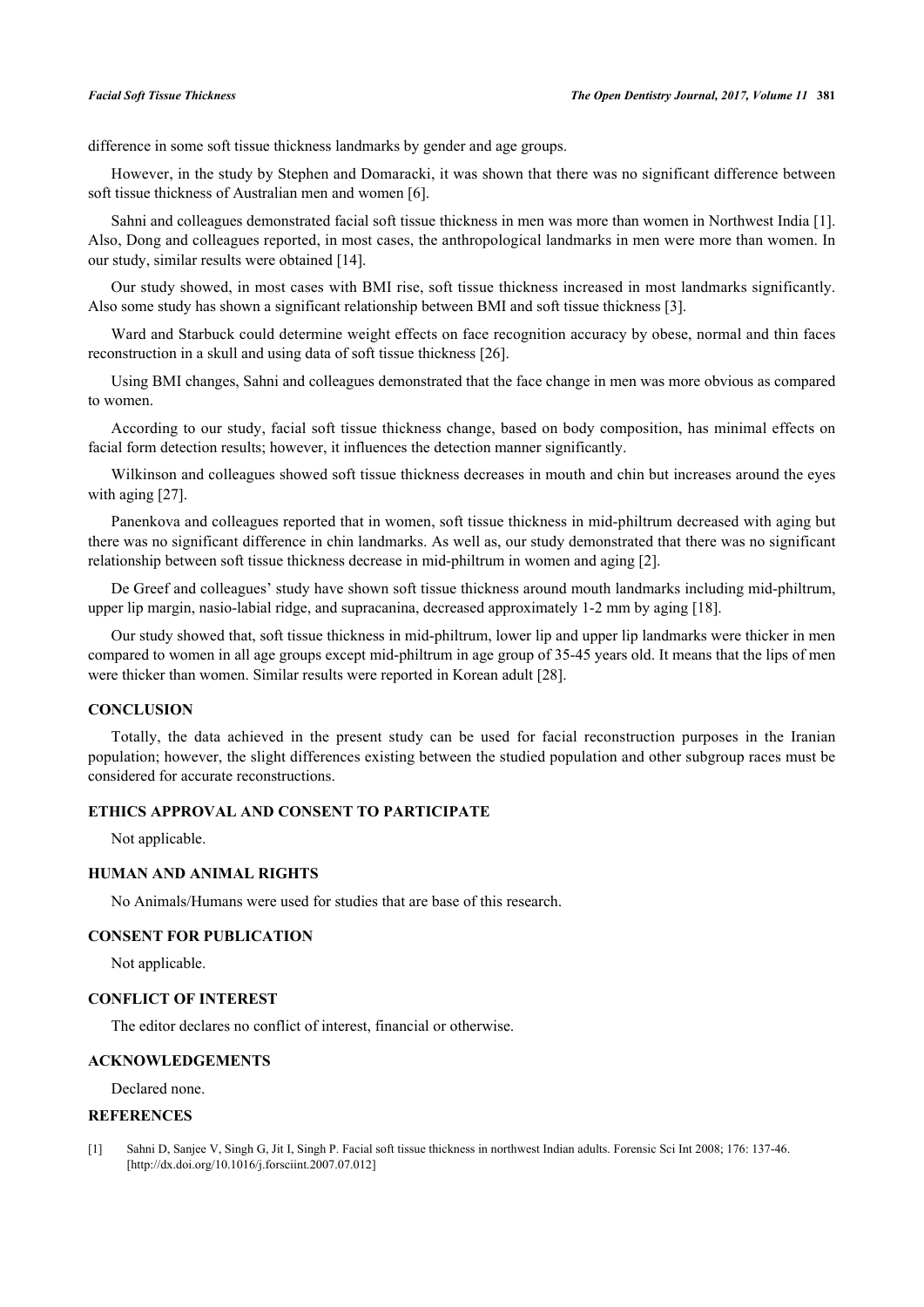difference in some soft tissue thickness landmarks by gender and age groups.

However, in the study by Stephen and Domaracki, it was shown that there was no significant difference between soft tissue thickness of Australian men and women [6].

Sahni and colleagues demonstrated facial soft tissue thickness in men was more than women in Northwest India [1]. Also, Dong and colleagues reported, in most cases, the anthropological landmarks in men were more than women. In our study, similar results were obtained [14].

Our study showed, in most cases with BMI rise, soft tissue thickness increased in most landmarks significantly. Also some study has shown a significant relationship between BMI and soft tissue thickness [3].

Ward and Starbuck could determine weight effects on face recognition accuracy by obese, normal and thin faces reconstruction in a skull and using data of soft tissue thickness [26].

Using BMI changes, Sahni and colleagues demonstrated that the face change in men was more obvious as compared to women.

According to our study, facial soft tissue thickness change, based on body composition, has minimal effects on facial form detection results; however, it influences the detection manner significantly.

Wilkinson and colleagues showed soft tissue thickness decreases in mouth and chin but increases around the eyes with aging [27].

Panenkova and colleagues reported that in women, soft tissue thickness in mid-philtrum decreased with aging but there was no significant difference in chin landmarks. As well as, our study demonstrated that there was no significant relationship between soft tissue thickness decrease in mid-philtrum in women and aging [2].

De Greef and colleagues' study have shown soft tissue thickness around mouth landmarks including mid-philtrum, upper lip margin, nasio-labial ridge, and supracanina, decreased approximately 1-2 mm by aging [18].

Our study showed that, soft tissue thickness in mid-philtrum, lower lip and upper lip landmarks were thicker in men compared to women in all age groups except mid-philtrum in age group of 35-45 years old. It means that the lips of men were thicker than women. Similar results were reported in Korean adult [28].

## CONCLUSION

Totally, the data achieved in the present study can be used for facial reconstruction purposes in the Iranian population; however, the slight differences existing between the studied population and other subgroup races must be considered for accurate reconstructions.

## ETHICS APPROVAL AND CONSENT TO PARTICIPATE

Not applicable.

## HUMAN AND ANIMAL RIGHTS

No Animals/Humans were used for studies that are base of this research.

## CONSENT FOR PUBLICATION

Not applicable.

## CONFLICT OF INTEREST

The editor declares no conflict of interest, financial or otherwise.

## ACKNOWLEDGEMENTS

Declared none.

## REFERENCES

[1] Sahni D, Sanjee V, Singh G, Jit I, Singh P. Facial soft tissue thickness in northwest Indian adults. Forensic Sci Int 2008; 176: 137-46. [http://dx.doi.org/10.1016/j.forsciint.2007.07.012]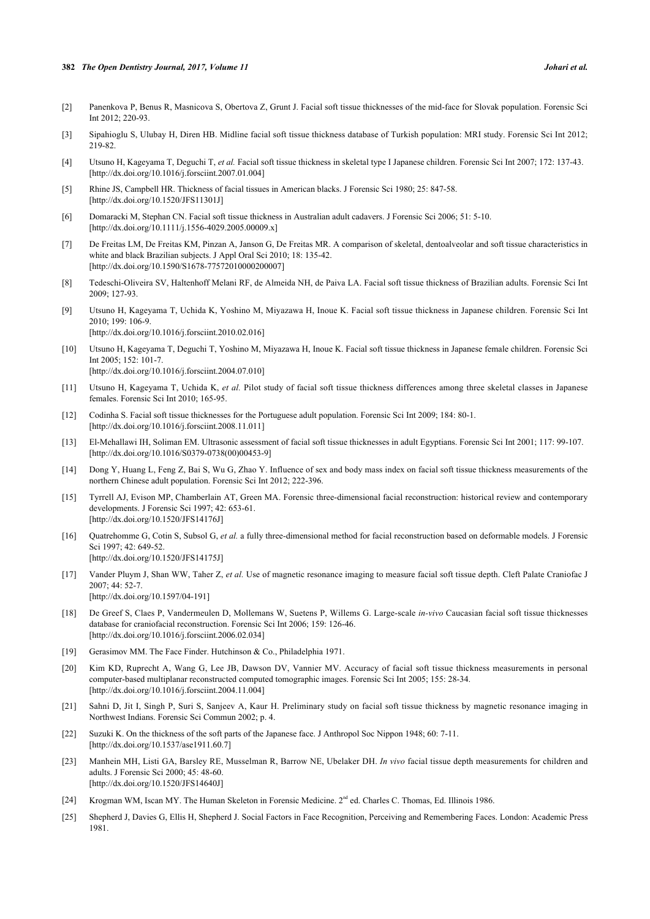[2] Panenkova P, Benus R, Masnicova S, Obertova Z, Grunt J. Facial soft tissue thicknesses of the mid-face for Slovak population. Forensic Sci Int 2012; 220-93.

[3] Sipahioglu S, Ulubay H, Diren HB. Midline facial soft tissue thickness database of Turkish population: MRI study. Forensic Sci Int 2012; 219-82.

[4] Utsuno H, Kageyama T, Deguchi T, *et al.* Facial soft tissue thickness in skeletal type I Japanese children. Forensic Sci Int 2007; 172: 137-43. [http://dx.doi.org/10.1016/j.forsciint.2007.01.004]

[5] Rhine JS, Campbell HR. Thickness of facial tissues in American blacks. J Forensic Sci 1980; 25: 847-58. [http://dx.doi.org/10.1520/JFS11301J]

[6] Domaracki M, Stephan CN. Facial soft tissue thickness in Australian adult cadavers. J Forensic Sci 2006; 51: 5-10. [http://dx.doi.org/10.1111/j.1556-4029.2005.00009.x]

[7] De Freitas LM, De Freitas KM, Pinzan A, Janson G, De Freitas MR. A comparison of skeletal, dentoalveolar and soft tissue characteristics in white and black Brazilian subjects. J Appl Oral Sci 2010; 18: 135-42. [http://dx.doi.org/10.1590/S1678-77572010000200007]

[8] Tedeschi-Oliveira SV, Haltenhoff Melani RF, de Almeida NH, de Paiva LA. Facial soft tissue thickness of Brazilian adults. Forensic Sci Int 2009; 127-93.

[9] Utsuno H, Kageyama T, Uchida K, Yoshino M, Miyazawa H, Inoue K. Facial soft tissue thickness in Japanese children. Forensic Sci Int 2010; 199: 106-9. [http://dx.doi.org/10.1016/j.forsciint.2010.02.016]

[10] Utsuno H, Kageyama T, Deguchi T, Yoshino M, Miyazawa H, Inoue K. Facial soft tissue thickness in Japanese female children. Forensic Sci Int 2005; 152: 101-7. [http://dx.doi.org/10.1016/j.forsciint.2004.07.010]

[11] Utsuno H, Kageyama T, Uchida K, *et al.* Pilot study of facial soft tissue thickness differences among three skeletal classes in Japanese females. Forensic Sci Int 2010; 165-95.

[12] Codinha S. Facial soft tissue thicknesses for the Portuguese adult population. Forensic Sci Int 2009; 184: 80-1. [http://dx.doi.org/10.1016/j.forsciint.2008.11.011]

[13] El-Mehallawi IH, Soliman EM. Ultrasonic assessment of facial soft tissue thicknesses in adult Egyptians. Forensic Sci Int 2001; 117: 99-107. [http://dx.doi.org/10.1016/S0379-0738(00)00453-9]

[14] Dong Y, Huang L, Feng Z, Bai S, Wu G, Zhao Y. Influence of sex and body mass index on facial soft tissue thickness measurements of the northern Chinese adult population. Forensic Sci Int 2012; 222-396.

[15] Tyrrell AJ, Evison MP, Chamberlain AT, Green MA. Forensic three-dimensional facial reconstruction: historical review and contemporary developments. J Forensic Sci 1997; 42: 653-61. [http://dx.doi.org/10.1520/JFS14176J]

[16] Quatrehomme G, Cotin S, Subsol G, *et al.* a fully three-dimensional method for facial reconstruction based on deformable models. J Forensic Sci 1997; 42: 649-52. [http://dx.doi.org/10.1520/JFS14175J]

[17] Vander Pluym J, Shan WW, Taher Z, *et al.* Use of magnetic resonance imaging to measure facial soft tissue depth. Cleft Palate Craniofac J 2007; 44: 52-7. [http://dx.doi.org/10.1597/04-191]

[18] De Greef S, Claes P, Vandermeulen D, Mollemans W, Suetens P, Willems G. Large-scale *in-vivo* Caucasian facial soft tissue thicknesses database for craniofacial reconstruction. Forensic Sci Int 2006; 159: 126-46. [http://dx.doi.org/10.1016/j.forsciint.2006.02.034]

[19] Gerasimov MM. The Face Finder. Hutchinson & Co., Philadelphia 1971.

[20] Kim KD, Ruprecht A, Wang G, Lee JB, Dawson DV, Vannier MV. Accuracy of facial soft tissue thickness measurements in personal computer-based multiplanar reconstructed computed tomographic images. Forensic Sci Int 2005; 155: 28-34. [http://dx.doi.org/10.1016/j.forsciint.2004.11.004]

[21] Sahni D, Jit I, Singh P, Suri S, Sanjeev A, Kaur H. Preliminary study on facial soft tissue thickness by magnetic resonance imaging in Northwest Indians. Forensic Sci Commun 2002; p. 4.

[22] Suzuki K. On the thickness of the soft parts of the Japanese face. J Anthropol Soc Nippon 1948; 60: 7-11. [http://dx.doi.org/10.1537/ase1911.60.7]

[23] Manhein MH, Listi GA, Barsley RE, Musselman R, Barrow NE, Ubelaker DH. *In vivo* facial tissue depth measurements for children and adults. J Forensic Sci 2000; 45: 48-60. [http://dx.doi.org/10.1520/JFS14640J]

[24] Krogman WM, Iscan MY. The Human Skeleton in Forensic Medicine. 2nd ed. Charles C. Thomas, Ed. Illinois 1986.

[25] Shepherd J, Davies G, Ellis H, Shepherd J. Social Factors in Face Recognition, Perceiving and Remembering Faces. London: Academic Press 1981.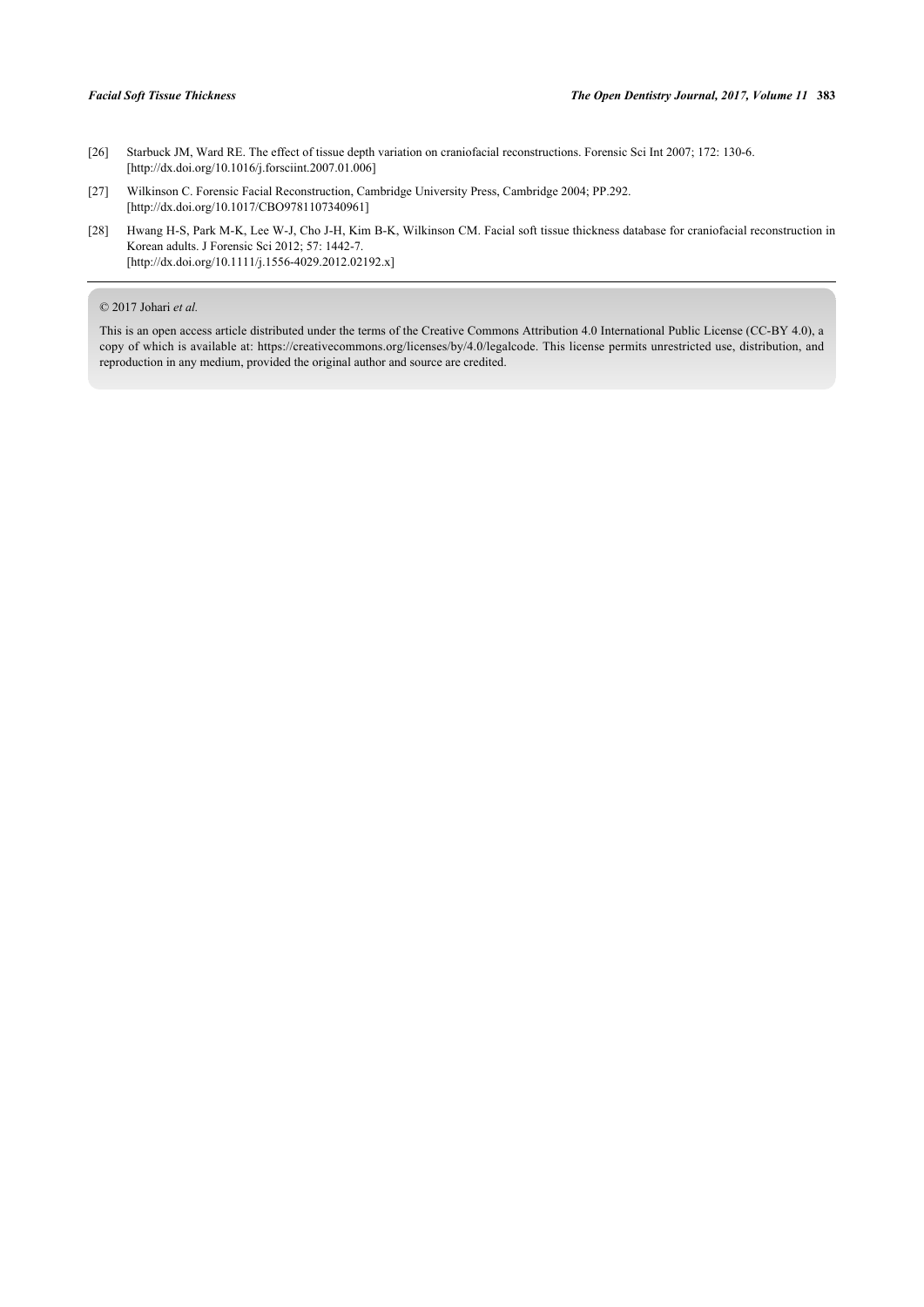[26] Starbuck JM, Ward RE. The effect of tissue depth variation on craniofacial reconstructions. Forensic Sci Int 2007; 172: 130-6. [http://dx.doi.org/10.1016/j.forsciint.2007.01.006]

[27] Wilkinson C. Forensic Facial Reconstruction, Cambridge University Press, Cambridge 2004; PP.292. [http://dx.doi.org/10.1017/CBO9781107340961]

[28] Hwang H-S, Park M-K, Lee W-J, Cho J-H, Kim B-K, Wilkinson CM. Facial soft tissue thickness database for craniofacial reconstruction in Korean adults. J Forensic Sci 2012; 57: 1442-7. [http://dx.doi.org/10.1111/j.1556-4029.2012.02192.x]

---

© 2017 Johari *et al.*

This is an open access article distributed under the terms of the Creative Commons Attribution 4.0 International Public License (CC-BY 4.0), a copy of which is available at: https://creativecommons.org/licenses/by/4.0/legalcode. This license permits unrestricted use, distribution, and reproduction in any medium, provided the original author and source are credited.